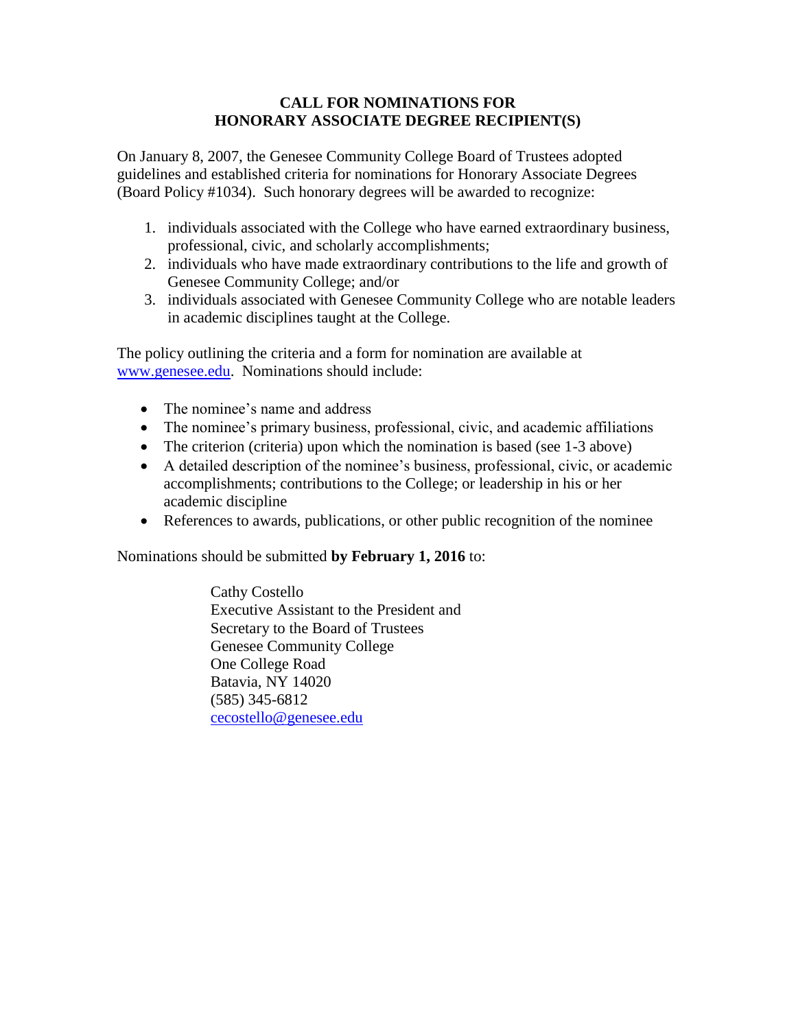# CALL FOR NOMINATIONS FOR HONORARY ASSOCIATE DEGREE RECIPIENT(S)

On January 8, 2007, the Genesee Community College Board of Trustees adopted guidelines and established criteria for nominations for Honorary Associate Degrees (Board Policy #1034). Such honorary degrees will be awarded to recognize:

1. individuals associated with the College who have earned extraordinary business, professional, civic, and scholarly accomplishments;
2. individuals who have made extraordinary contributions to the life and growth of Genesee Community College; and/or
3. individuals associated with Genesee Community College who are notable leaders in academic disciplines taught at the College.

The policy outlining the criteria and a form for nomination are available at www.genesee.edu. Nominations should include:

- The nominee's name and address
- The nominee's primary business, professional, civic, and academic affiliations
- The criterion (criteria) upon which the nomination is based (see 1-3 above)
- A detailed description of the nominee's business, professional, civic, or academic accomplishments; contributions to the College; or leadership in his or her academic discipline
- References to awards, publications, or other public recognition of the nominee

Nominations should be submitted **by February 1, 2016** to:

Cathy Costello
Executive Assistant to the President and
Secretary to the Board of Trustees
Genesee Community College
One College Road
Batavia, NY 14020
(585) 345-6812
cecostello@genesee.edu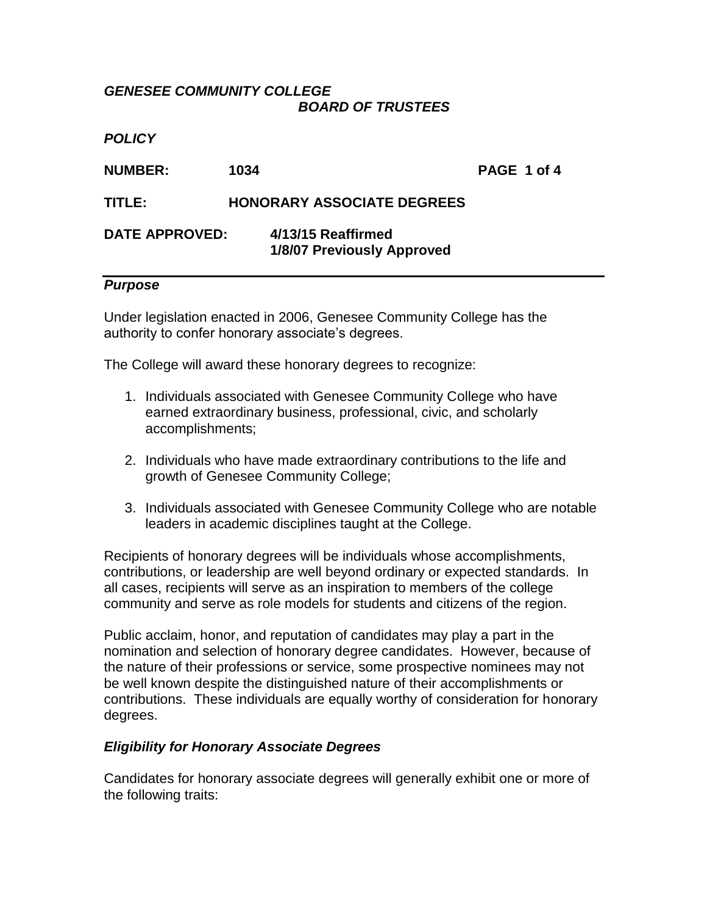***GENESEE COMMUNITY COLLEGE***
***BOARD OF TRUSTEES***

***POLICY***

**NUMBER:** **1034**

**TITLE:** **HONORARY ASSOCIATE DEGREES**

**DATE APPROVED:** **4/13/15 Reaffirmed**
**1/8/07 Previously Approved**

---

### *Purpose*

Under legislation enacted in 2006, Genesee Community College has the authority to confer honorary associate's degrees.

The College will award these honorary degrees to recognize:

1. Individuals associated with Genesee Community College who have earned extraordinary business, professional, civic, and scholarly accomplishments;

2. Individuals who have made extraordinary contributions to the life and growth of Genesee Community College;

3. Individuals associated with Genesee Community College who are notable leaders in academic disciplines taught at the College.

Recipients of honorary degrees will be individuals whose accomplishments, contributions, or leadership are well beyond ordinary or expected standards. In all cases, recipients will serve as an inspiration to members of the college community and serve as role models for students and citizens of the region.

Public acclaim, honor, and reputation of candidates may play a part in the nomination and selection of honorary degree candidates. However, because of the nature of their professions or service, some prospective nominees may not be well known despite the distinguished nature of their accomplishments or contributions. These individuals are equally worthy of consideration for honorary degrees.

### *Eligibility for Honorary Associate Degrees*

Candidates for honorary associate degrees will generally exhibit one or more of the following traits: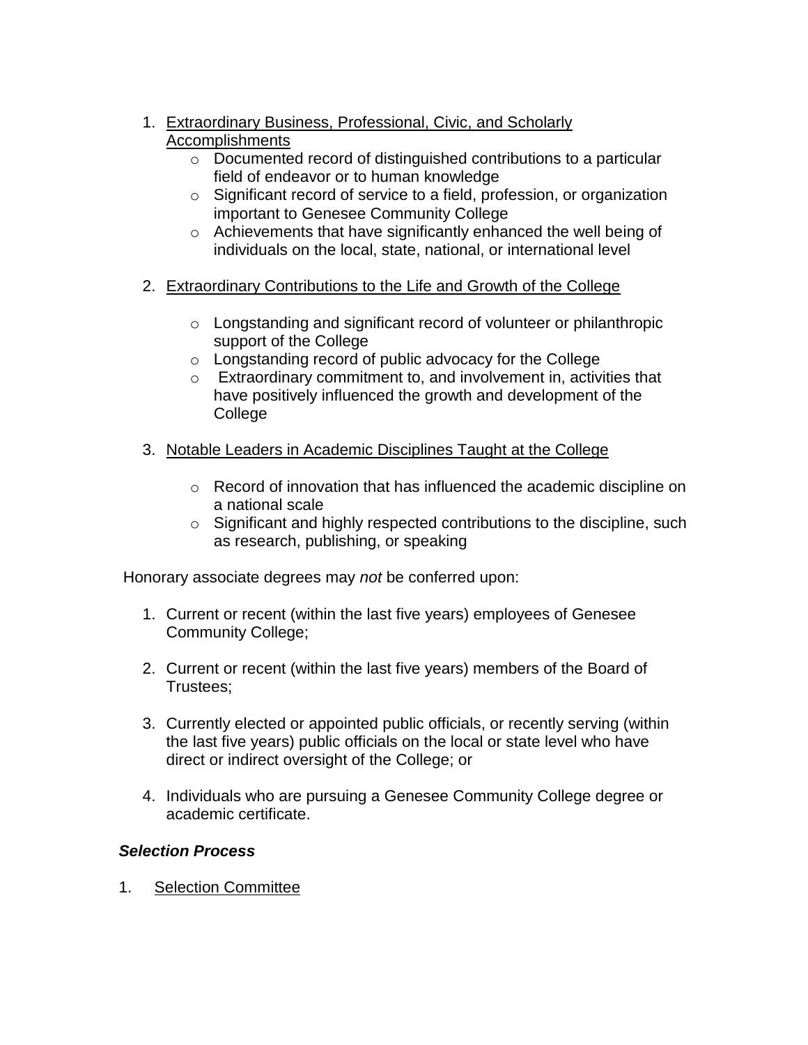1. Extraordinary Business, Professional, Civic, and Scholarly Accomplishments
   - Documented record of distinguished contributions to a particular field of endeavor or to human knowledge
   - Significant record of service to a field, profession, or organization important to Genesee Community College
   - Achievements that have significantly enhanced the well being of individuals on the local, state, national, or international level

2. Extraordinary Contributions to the Life and Growth of the College

   - Longstanding and significant record of volunteer or philanthropic support of the College
   - Longstanding record of public advocacy for the College
   - Extraordinary commitment to, and involvement in, activities that have positively influenced the growth and development of the College

3. Notable Leaders in Academic Disciplines Taught at the College

   - Record of innovation that has influenced the academic discipline on a national scale
   - Significant and highly respected contributions to the discipline, such as research, publishing, or speaking

Honorary associate degrees may *not* be conferred upon:

1. Current or recent (within the last five years) employees of Genesee Community College;

2. Current or recent (within the last five years) members of the Board of Trustees;

3. Currently elected or appointed public officials, or recently serving (within the last five years) public officials on the local or state level who have direct or indirect oversight of the College; or

4. Individuals who are pursuing a Genesee Community College degree or academic certificate.

***Selection Process***

1. Selection Committee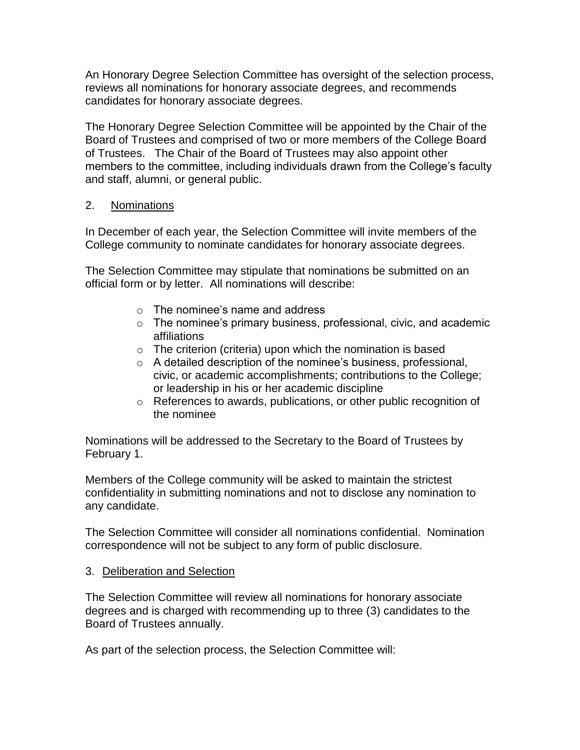An Honorary Degree Selection Committee has oversight of the selection process, reviews all nominations for honorary associate degrees, and recommends candidates for honorary associate degrees.

The Honorary Degree Selection Committee will be appointed by the Chair of the Board of Trustees and comprised of two or more members of the College Board of Trustees. The Chair of the Board of Trustees may also appoint other members to the committee, including individuals drawn from the College's faculty and staff, alumni, or general public.

2. Nominations

In December of each year, the Selection Committee will invite members of the College community to nominate candidates for honorary associate degrees.

The Selection Committee may stipulate that nominations be submitted on an official form or by letter. All nominations will describe:

- The nominee's name and address
- The nominee's primary business, professional, civic, and academic affiliations
- The criterion (criteria) upon which the nomination is based
- A detailed description of the nominee's business, professional, civic, or academic accomplishments; contributions to the College; or leadership in his or her academic discipline
- References to awards, publications, or other public recognition of the nominee

Nominations will be addressed to the Secretary to the Board of Trustees by February 1.

Members of the College community will be asked to maintain the strictest confidentiality in submitting nominations and not to disclose any nomination to any candidate.

The Selection Committee will consider all nominations confidential. Nomination correspondence will not be subject to any form of public disclosure.

3. Deliberation and Selection

The Selection Committee will review all nominations for honorary associate degrees and is charged with recommending up to three (3) candidates to the Board of Trustees annually.

As part of the selection process, the Selection Committee will: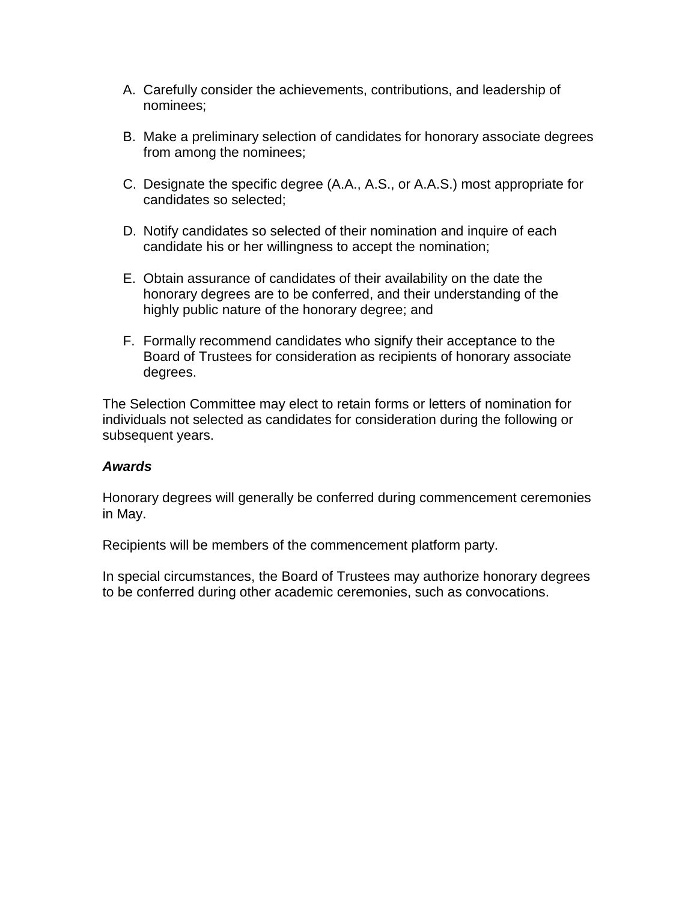A. Carefully consider the achievements, contributions, and leadership of nominees;

B. Make a preliminary selection of candidates for honorary associate degrees from among the nominees;

C. Designate the specific degree (A.A., A.S., or A.A.S.) most appropriate for candidates so selected;

D. Notify candidates so selected of their nomination and inquire of each candidate his or her willingness to accept the nomination;

E. Obtain assurance of candidates of their availability on the date the honorary degrees are to be conferred, and their understanding of the highly public nature of the honorary degree; and

F. Formally recommend candidates who signify their acceptance to the Board of Trustees for consideration as recipients of honorary associate degrees.

The Selection Committee may elect to retain forms or letters of nomination for individuals not selected as candidates for consideration during the following or subsequent years.

***Awards***

Honorary degrees will generally be conferred during commencement ceremonies in May.

Recipients will be members of the commencement platform party.

In special circumstances, the Board of Trustees may authorize honorary degrees to be conferred during other academic ceremonies, such as convocations.